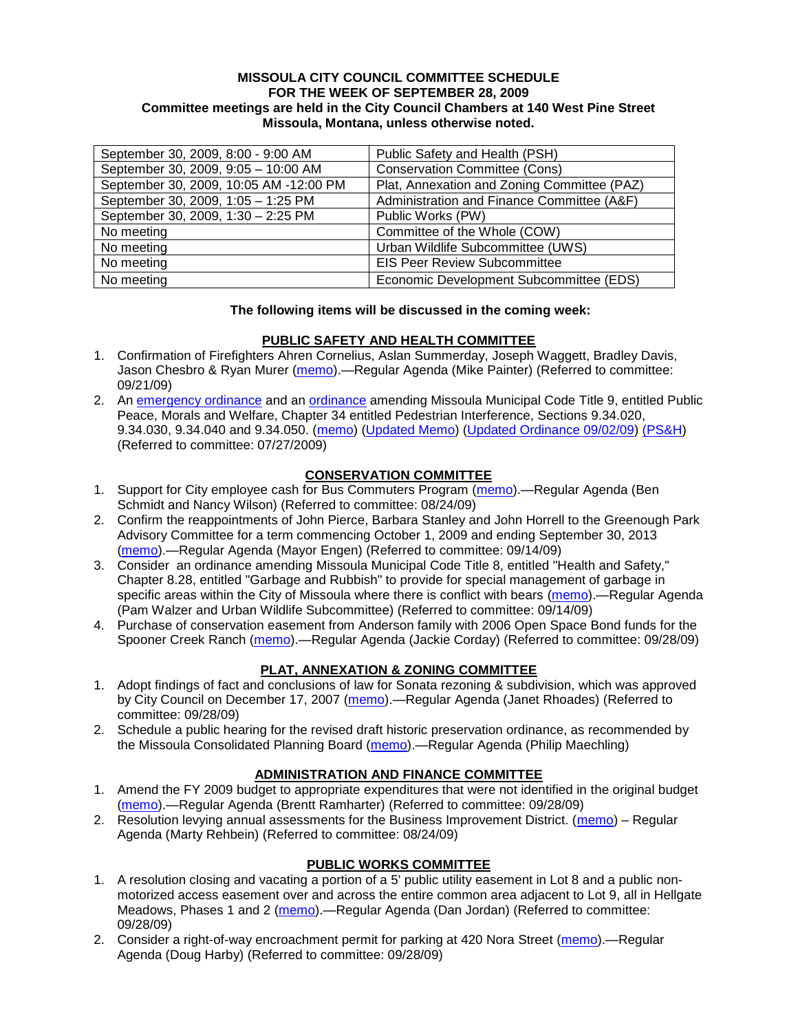**MISSOULA CITY COUNCIL COMMITTEE SCHEDULE**
**FOR THE WEEK OF SEPTEMBER 28, 2009**
**Committee meetings are held in the City Council Chambers at 140 West Pine Street**
**Missoula, Montana, unless otherwise noted.**

| | |
|---|---|
| September 30, 2009, 8:00 - 9:00 AM | Public Safety and Health (PSH) |
| September 30, 2009, 9:05 – 10:00 AM | Conservation Committee (Cons) |
| September 30, 2009, 10:05 AM -12:00 PM | Plat, Annexation and Zoning Committee (PAZ) |
| September 30, 2009, 1:05 – 1:25 PM | Administration and Finance Committee (A&F) |
| September 30, 2009, 1:30 – 2:25 PM | Public Works (PW) |
| No meeting | Committee of the Whole (COW) |
| No meeting | Urban Wildlife Subcommittee (UWS) |
| No meeting | EIS Peer Review Subcommittee |
| No meeting | Economic Development Subcommittee (EDS) |

**The following items will be discussed in the coming week:**

**PUBLIC SAFETY AND HEALTH COMMITTEE**

1. Confirmation of Firefighters Ahren Cornelius, Aslan Summerday, Joseph Waggett, Bradley Davis, Jason Chesbro & Ryan Murer (memo).—Regular Agenda (Mike Painter) (Referred to committee: 09/21/09)
2. An emergency ordinance and an ordinance amending Missoula Municipal Code Title 9, entitled Public Peace, Morals and Welfare, Chapter 34 entitled Pedestrian Interference, Sections 9.34.020, 9.34.030, 9.34.040 and 9.34.050. (memo) (Updated Memo) (Updated Ordinance 09/02/09) (PS&H) (Referred to committee: 07/27/2009)

**CONSERVATION COMMITTEE**

1. Support for City employee cash for Bus Commuters Program (memo).—Regular Agenda (Ben Schmidt and Nancy Wilson) (Referred to committee: 08/24/09)
2. Confirm the reappointments of John Pierce, Barbara Stanley and John Horrell to the Greenough Park Advisory Committee for a term commencing October 1, 2009 and ending September 30, 2013 (memo).—Regular Agenda (Mayor Engen) (Referred to committee: 09/14/09)
3. Consider an ordinance amending Missoula Municipal Code Title 8, entitled "Health and Safety," Chapter 8.28, entitled "Garbage and Rubbish" to provide for special management of garbage in specific areas within the City of Missoula where there is conflict with bears (memo).—Regular Agenda (Pam Walzer and Urban Wildlife Subcommittee) (Referred to committee: 09/14/09)
4. Purchase of conservation easement from Anderson family with 2006 Open Space Bond funds for the Spooner Creek Ranch (memo).—Regular Agenda (Jackie Corday) (Referred to committee: 09/28/09)

**PLAT, ANNEXATION & ZONING COMMITTEE**

1. Adopt findings of fact and conclusions of law for Sonata rezoning & subdivision, which was approved by City Council on December 17, 2007 (memo).—Regular Agenda (Janet Rhoades) (Referred to committee: 09/28/09)
2. Schedule a public hearing for the revised draft historic preservation ordinance, as recommended by the Missoula Consolidated Planning Board (memo).—Regular Agenda (Philip Maechling)

**ADMINISTRATION AND FINANCE COMMITTEE**

1. Amend the FY 2009 budget to appropriate expenditures that were not identified in the original budget (memo).—Regular Agenda (Brentt Ramharter) (Referred to committee: 09/28/09)
2. Resolution levying annual assessments for the Business Improvement District. (memo) – Regular Agenda (Marty Rehbein) (Referred to committee: 08/24/09)

**PUBLIC WORKS COMMITTEE**

1. A resolution closing and vacating a portion of a 5' public utility easement in Lot 8 and a public non-motorized access easement over and across the entire common area adjacent to Lot 9, all in Hellgate Meadows, Phases 1 and 2 (memo).—Regular Agenda (Dan Jordan) (Referred to committee: 09/28/09)
2. Consider a right-of-way encroachment permit for parking at 420 Nora Street (memo).—Regular Agenda (Doug Harby) (Referred to committee: 09/28/09)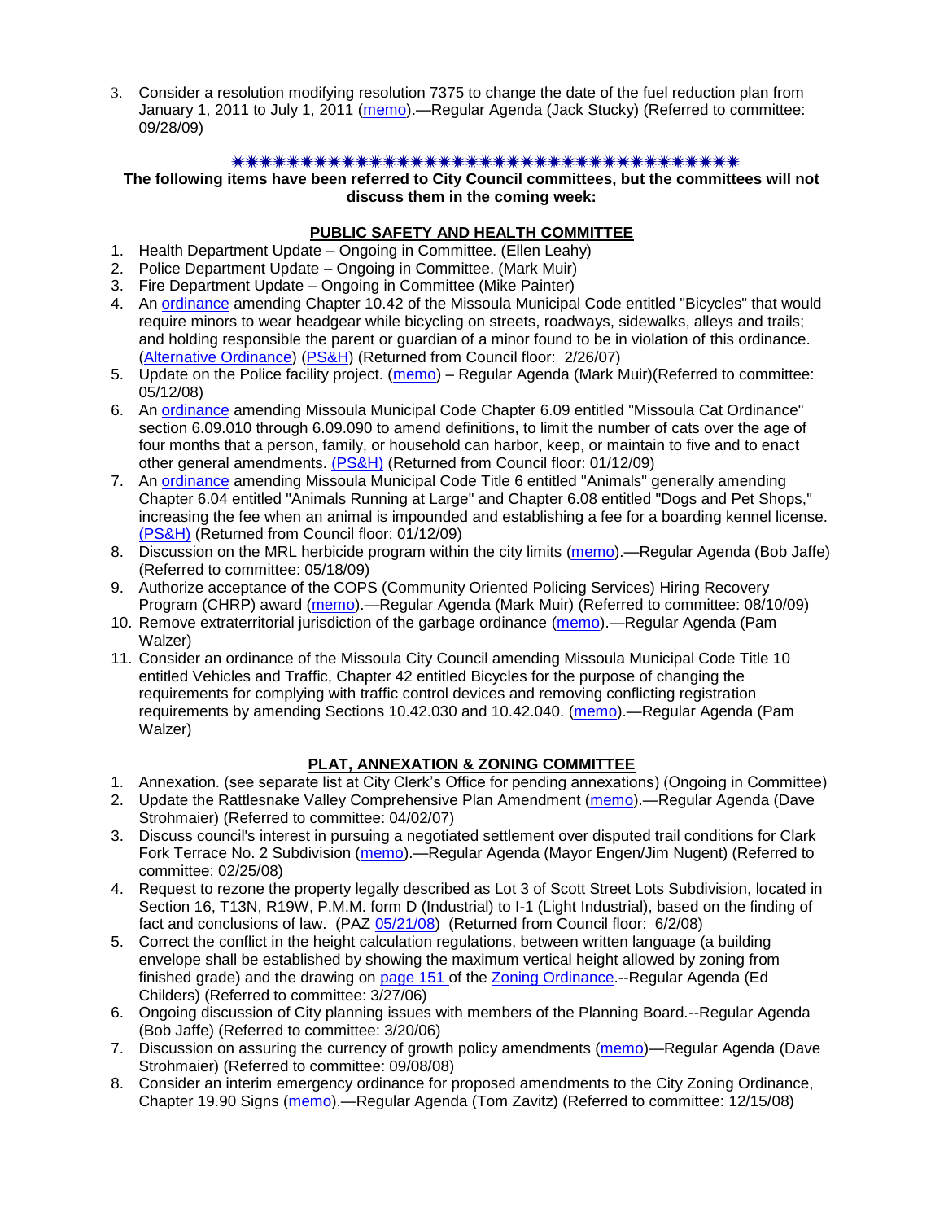3. Consider a resolution modifying resolution 7375 to change the date of the fuel reduction plan from January 1, 2011 to July 1, 2011 (memo).—Regular Agenda (Jack Stucky) (Referred to committee: 09/28/09)

✷✷✷✷✷✷✷✷✷✷✷✷✷✷✷✷✷✷✷✷✷✷✷✷✷✷✷✷✷✷✷✷✷✷✷✷✷✷✷✷

**The following items have been referred to City Council committees, but the committees will not discuss them in the coming week:**

## PUBLIC SAFETY AND HEALTH COMMITTEE

1. Health Department Update – Ongoing in Committee. (Ellen Leahy)
2. Police Department Update – Ongoing in Committee. (Mark Muir)
3. Fire Department Update – Ongoing in Committee (Mike Painter)
4. An ordinance amending Chapter 10.42 of the Missoula Municipal Code entitled "Bicycles" that would require minors to wear headgear while bicycling on streets, roadways, sidewalks, alleys and trails; and holding responsible the parent or guardian of a minor found to be in violation of this ordinance. (Alternative Ordinance) (PS&H) (Returned from Council floor: 2/26/07)
5. Update on the Police facility project. (memo) – Regular Agenda (Mark Muir)(Referred to committee: 05/12/08)
6. An ordinance amending Missoula Municipal Code Chapter 6.09 entitled "Missoula Cat Ordinance" section 6.09.010 through 6.09.090 to amend definitions, to limit the number of cats over the age of four months that a person, family, or household can harbor, keep, or maintain to five and to enact other general amendments. (PS&H) (Returned from Council floor: 01/12/09)
7. An ordinance amending Missoula Municipal Code Title 6 entitled "Animals" generally amending Chapter 6.04 entitled "Animals Running at Large" and Chapter 6.08 entitled "Dogs and Pet Shops," increasing the fee when an animal is impounded and establishing a fee for a boarding kennel license. (PS&H) (Returned from Council floor: 01/12/09)
8. Discussion on the MRL herbicide program within the city limits (memo).—Regular Agenda (Bob Jaffe) (Referred to committee: 05/18/09)
9. Authorize acceptance of the COPS (Community Oriented Policing Services) Hiring Recovery Program (CHRP) award (memo).—Regular Agenda (Mark Muir) (Referred to committee: 08/10/09)
10. Remove extraterritorial jurisdiction of the garbage ordinance (memo).—Regular Agenda (Pam Walzer)
11. Consider an ordinance of the Missoula City Council amending Missoula Municipal Code Title 10 entitled Vehicles and Traffic, Chapter 42 entitled Bicycles for the purpose of changing the requirements for complying with traffic control devices and removing conflicting registration requirements by amending Sections 10.42.030 and 10.42.040. (memo).—Regular Agenda (Pam Walzer)

## PLAT, ANNEXATION & ZONING COMMITTEE

1. Annexation. (see separate list at City Clerk's Office for pending annexations) (Ongoing in Committee)
2. Update the Rattlesnake Valley Comprehensive Plan Amendment (memo).—Regular Agenda (Dave Strohmaier) (Referred to committee: 04/02/07)
3. Discuss council's interest in pursuing a negotiated settlement over disputed trail conditions for Clark Fork Terrace No. 2 Subdivision (memo).—Regular Agenda (Mayor Engen/Jim Nugent) (Referred to committee: 02/25/08)
4. Request to rezone the property legally described as Lot 3 of Scott Street Lots Subdivision, located in Section 16, T13N, R19W, P.M.M. form D (Industrial) to I-1 (Light Industrial), based on the finding of fact and conclusions of law. (PAZ 05/21/08) (Returned from Council floor: 6/2/08)
5. Correct the conflict in the height calculation regulations, between written language (a building envelope shall be established by showing the maximum vertical height allowed by zoning from finished grade) and the drawing on page 151 of the Zoning Ordinance.--Regular Agenda (Ed Childers) (Referred to committee: 3/27/06)
6. Ongoing discussion of City planning issues with members of the Planning Board.--Regular Agenda (Bob Jaffe) (Referred to committee: 3/20/06)
7. Discussion on assuring the currency of growth policy amendments (memo)—Regular Agenda (Dave Strohmaier) (Referred to committee: 09/08/08)
8. Consider an interim emergency ordinance for proposed amendments to the City Zoning Ordinance, Chapter 19.90 Signs (memo).—Regular Agenda (Tom Zavitz) (Referred to committee: 12/15/08)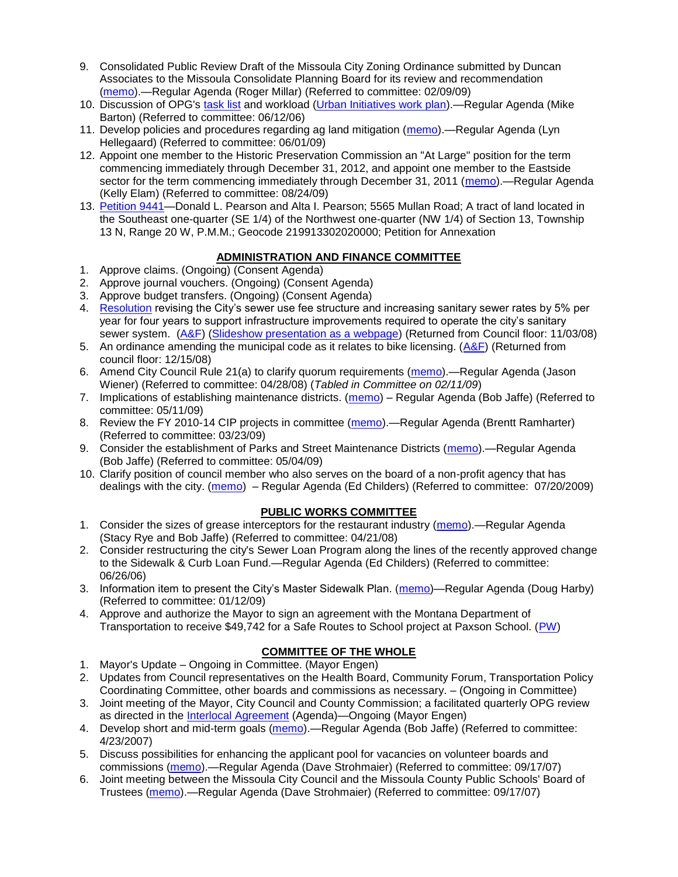9. Consolidated Public Review Draft of the Missoula City Zoning Ordinance submitted by Duncan Associates to the Missoula Consolidate Planning Board for its review and recommendation (memo).—Regular Agenda (Roger Millar) (Referred to committee: 02/09/09)
10. Discussion of OPG's task list and workload (Urban Initiatives work plan).—Regular Agenda (Mike Barton) (Referred to committee: 06/12/06)
11. Develop policies and procedures regarding ag land mitigation (memo).—Regular Agenda (Lyn Hellegaard) (Referred to committee: 06/01/09)
12. Appoint one member to the Historic Preservation Commission an "At Large" position for the term commencing immediately through December 31, 2012, and appoint one member to the Eastside sector for the term commencing immediately through December 31, 2011 (memo).—Regular Agenda (Kelly Elam) (Referred to committee: 08/24/09)
13. Petition 9441—Donald L. Pearson and Alta I. Pearson; 5565 Mullan Road; A tract of land located in the Southeast one-quarter (SE 1/4) of the Northwest one-quarter (NW 1/4) of Section 13, Township 13 N, Range 20 W, P.M.M.; Geocode 219913302020000; Petition for Annexation

## ADMINISTRATION AND FINANCE COMMITTEE

1. Approve claims. (Ongoing) (Consent Agenda)
2. Approve journal vouchers. (Ongoing) (Consent Agenda)
3. Approve budget transfers. (Ongoing) (Consent Agenda)
4. Resolution revising the City's sewer use fee structure and increasing sanitary sewer rates by 5% per year for four years to support infrastructure improvements required to operate the city's sanitary sewer system. (A&F) (Slideshow presentation as a webpage) (Returned from Council floor: 11/03/08)
5. An ordinance amending the municipal code as it relates to bike licensing. (A&F) (Returned from council floor: 12/15/08)
6. Amend City Council Rule 21(a) to clarify quorum requirements (memo).—Regular Agenda (Jason Wiener) (Referred to committee: 04/28/08) (*Tabled in Committee on 02/11/09*)
7. Implications of establishing maintenance districts. (memo) – Regular Agenda (Bob Jaffe) (Referred to committee: 05/11/09)
8. Review the FY 2010-14 CIP projects in committee (memo).—Regular Agenda (Brentt Ramharter) (Referred to committee: 03/23/09)
9. Consider the establishment of Parks and Street Maintenance Districts (memo).—Regular Agenda (Bob Jaffe) (Referred to committee: 05/04/09)
10. Clarify position of council member who also serves on the board of a non-profit agency that has dealings with the city. (memo) – Regular Agenda (Ed Childers) (Referred to committee: 07/20/2009)

## PUBLIC WORKS COMMITTEE

1. Consider the sizes of grease interceptors for the restaurant industry (memo).—Regular Agenda (Stacy Rye and Bob Jaffe) (Referred to committee: 04/21/08)
2. Consider restructuring the city's Sewer Loan Program along the lines of the recently approved change to the Sidewalk & Curb Loan Fund.—Regular Agenda (Ed Childers) (Referred to committee: 06/26/06)
3. Information item to present the City's Master Sidewalk Plan. (memo)—Regular Agenda (Doug Harby) (Referred to committee: 01/12/09)
4. Approve and authorize the Mayor to sign an agreement with the Montana Department of Transportation to receive $49,742 for a Safe Routes to School project at Paxson School. (PW)

## COMMITTEE OF THE WHOLE

1. Mayor's Update – Ongoing in Committee. (Mayor Engen)
2. Updates from Council representatives on the Health Board, Community Forum, Transportation Policy Coordinating Committee, other boards and commissions as necessary. – (Ongoing in Committee)
3. Joint meeting of the Mayor, City Council and County Commission; a facilitated quarterly OPG review as directed in the Interlocal Agreement (Agenda)—Ongoing (Mayor Engen)
4. Develop short and mid-term goals (memo).—Regular Agenda (Bob Jaffe) (Referred to committee: 4/23/2007)
5. Discuss possibilities for enhancing the applicant pool for vacancies on volunteer boards and commissions (memo).—Regular Agenda (Dave Strohmaier) (Referred to committee: 09/17/07)
6. Joint meeting between the Missoula City Council and the Missoula County Public Schools' Board of Trustees (memo).—Regular Agenda (Dave Strohmaier) (Referred to committee: 09/17/07)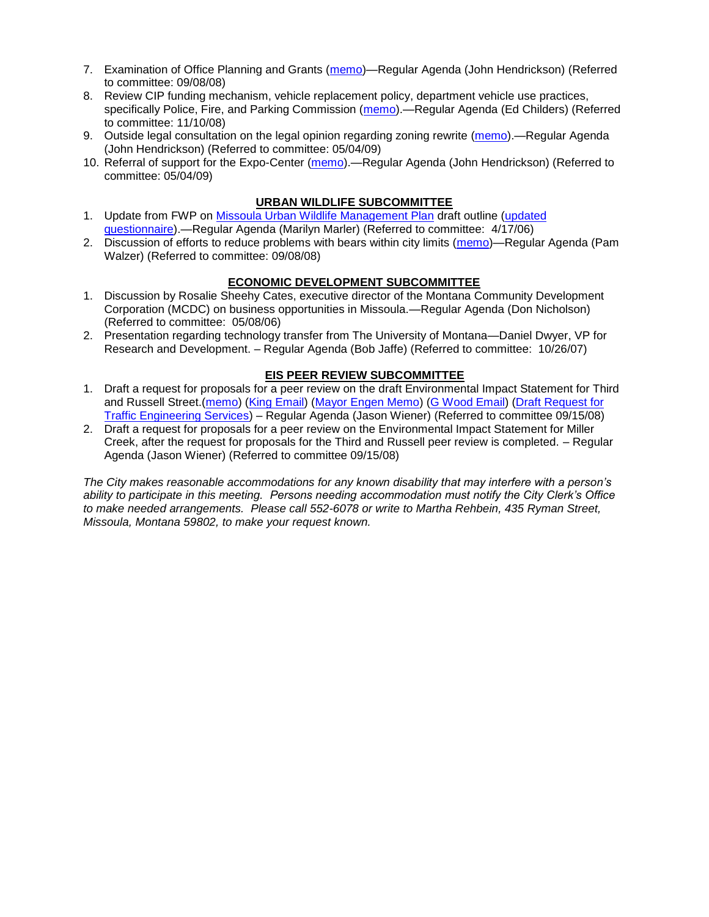7. Examination of Office Planning and Grants (memo)—Regular Agenda (John Hendrickson) (Referred to committee: 09/08/08)
8. Review CIP funding mechanism, vehicle replacement policy, department vehicle use practices, specifically Police, Fire, and Parking Commission (memo).—Regular Agenda (Ed Childers) (Referred to committee: 11/10/08)
9. Outside legal consultation on the legal opinion regarding zoning rewrite (memo).—Regular Agenda (John Hendrickson) (Referred to committee: 05/04/09)
10. Referral of support for the Expo-Center (memo).—Regular Agenda (John Hendrickson) (Referred to committee: 05/04/09)

**URBAN WILDLIFE SUBCOMMITTEE**

1. Update from FWP on Missoula Urban Wildlife Management Plan draft outline (updated questionnaire).—Regular Agenda (Marilyn Marler) (Referred to committee: 4/17/06)
2. Discussion of efforts to reduce problems with bears within city limits (memo)—Regular Agenda (Pam Walzer) (Referred to committee: 09/08/08)

**ECONOMIC DEVELOPMENT SUBCOMMITTEE**

1. Discussion by Rosalie Sheehy Cates, executive director of the Montana Community Development Corporation (MCDC) on business opportunities in Missoula.—Regular Agenda (Don Nicholson) (Referred to committee: 05/08/06)
2. Presentation regarding technology transfer from The University of Montana—Daniel Dwyer, VP for Research and Development. – Regular Agenda (Bob Jaffe) (Referred to committee: 10/26/07)

**EIS PEER REVIEW SUBCOMMITTEE**

1. Draft a request for proposals for a peer review on the draft Environmental Impact Statement for Third and Russell Street.(memo) (King Email) (Mayor Engen Memo) (G Wood Email) (Draft Request for Traffic Engineering Services) – Regular Agenda (Jason Wiener) (Referred to committee 09/15/08)
2. Draft a request for proposals for a peer review on the Environmental Impact Statement for Miller Creek, after the request for proposals for the Third and Russell peer review is completed. – Regular Agenda (Jason Wiener) (Referred to committee 09/15/08)

*The City makes reasonable accommodations for any known disability that may interfere with a person's ability to participate in this meeting. Persons needing accommodation must notify the City Clerk's Office to make needed arrangements. Please call 552-6078 or write to Martha Rehbein, 435 Ryman Street, Missoula, Montana 59802, to make your request known.*